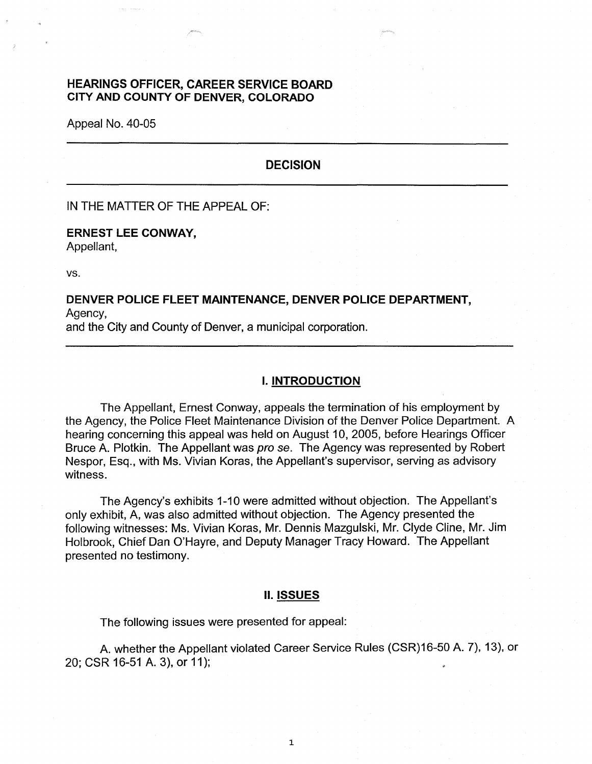**HEARINGS OFFICER, CAREER SERVICE BOARD**
**CITY AND COUNTY OF DENVER, COLORADO**

Appeal No. 40-05

---

## DECISION

---

IN THE MATTER OF THE APPEAL OF:

**ERNEST LEE CONWAY,**
Appellant,

vs.

**DENVER POLICE FLEET MAINTENANCE, DENVER POLICE DEPARTMENT,**
Agency,
and the City and County of Denver, a municipal corporation.

---

## I. INTRODUCTION

The Appellant, Ernest Conway, appeals the termination of his employment by the Agency, the Police Fleet Maintenance Division of the Denver Police Department. A hearing concerning this appeal was held on August 10, 2005, before Hearings Officer Bruce A. Plotkin. The Appellant was *pro se*. The Agency was represented by Robert Nespor, Esq., with Ms. Vivian Koras, the Appellant's supervisor, serving as advisory witness.

The Agency's exhibits 1-10 were admitted without objection. The Appellant's only exhibit, A, was also admitted without objection. The Agency presented the following witnesses: Ms. Vivian Koras, Mr. Dennis Mazgulski, Mr. Clyde Cline, Mr. Jim Holbrook, Chief Dan O'Hayre, and Deputy Manager Tracy Howard. The Appellant presented no testimony.

## II. ISSUES

The following issues were presented for appeal:

A. whether the Appellant violated Career Service Rules (CSR)16-50 A. 7), 13), or 20; CSR 16-51 A. 3), or 11);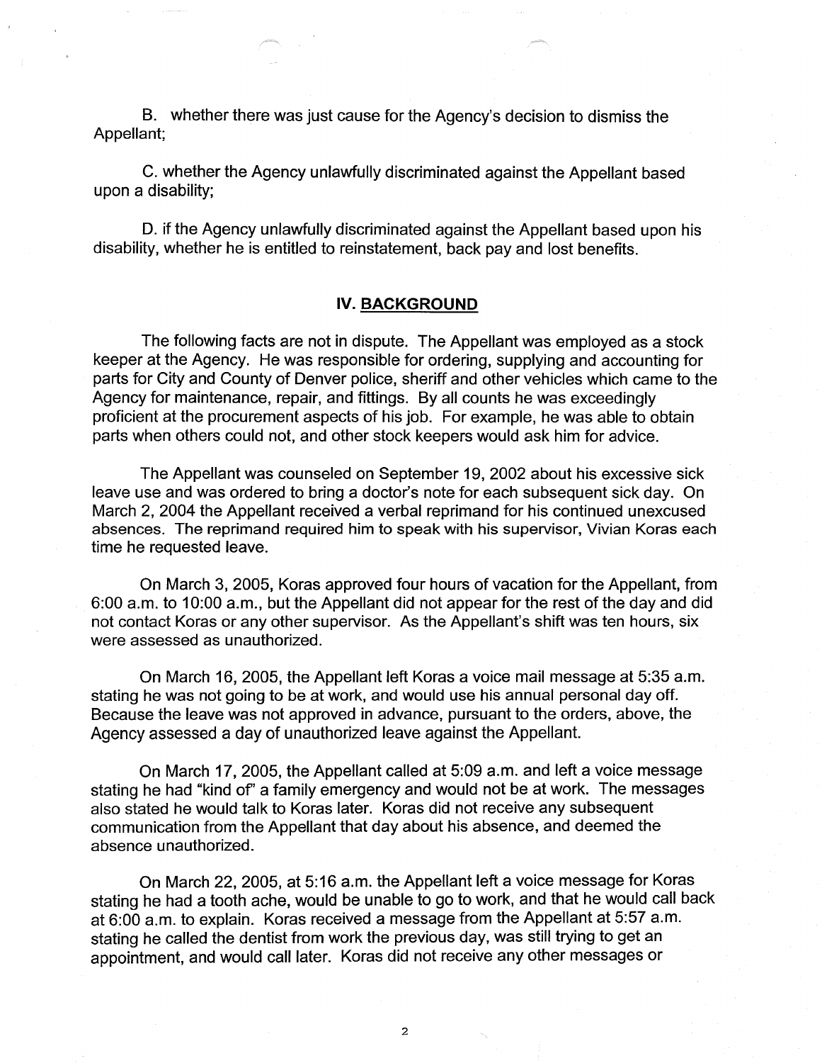B. whether there was just cause for the Agency's decision to dismiss the Appellant;

C. whether the Agency unlawfully discriminated against the Appellant based upon a disability;

D. if the Agency unlawfully discriminated against the Appellant based upon his disability, whether he is entitled to reinstatement, back pay and lost benefits.

## IV. BACKGROUND

The following facts are not in dispute. The Appellant was employed as a stock keeper at the Agency. He was responsible for ordering, supplying and accounting for parts for City and County of Denver police, sheriff and other vehicles which came to the Agency for maintenance, repair, and fittings. By all counts he was exceedingly proficient at the procurement aspects of his job. For example, he was able to obtain parts when others could not, and other stock keepers would ask him for advice.

The Appellant was counseled on September 19, 2002 about his excessive sick leave use and was ordered to bring a doctor's note for each subsequent sick day. On March 2, 2004 the Appellant received a verbal reprimand for his continued unexcused absences. The reprimand required him to speak with his supervisor, Vivian Koras each time he requested leave.

On March 3, 2005, Koras approved four hours of vacation for the Appellant, from 6:00 a.m. to 10:00 a.m., but the Appellant did not appear for the rest of the day and did not contact Koras or any other supervisor. As the Appellant's shift was ten hours, six were assessed as unauthorized.

On March 16, 2005, the Appellant left Koras a voice mail message at 5:35 a.m. stating he was not going to be at work, and would use his annual personal day off. Because the leave was not approved in advance, pursuant to the orders, above, the Agency assessed a day of unauthorized leave against the Appellant.

On March 17, 2005, the Appellant called at 5:09 a.m. and left a voice message stating he had "kind of" a family emergency and would not be at work. The messages also stated he would talk to Koras later. Koras did not receive any subsequent communication from the Appellant that day about his absence, and deemed the absence unauthorized.

On March 22, 2005, at 5:16 a.m. the Appellant left a voice message for Koras stating he had a tooth ache, would be unable to go to work, and that he would call back at 6:00 a.m. to explain. Koras received a message from the Appellant at 5:57 a.m. stating he called the dentist from work the previous day, was still trying to get an appointment, and would call later. Koras did not receive any other messages or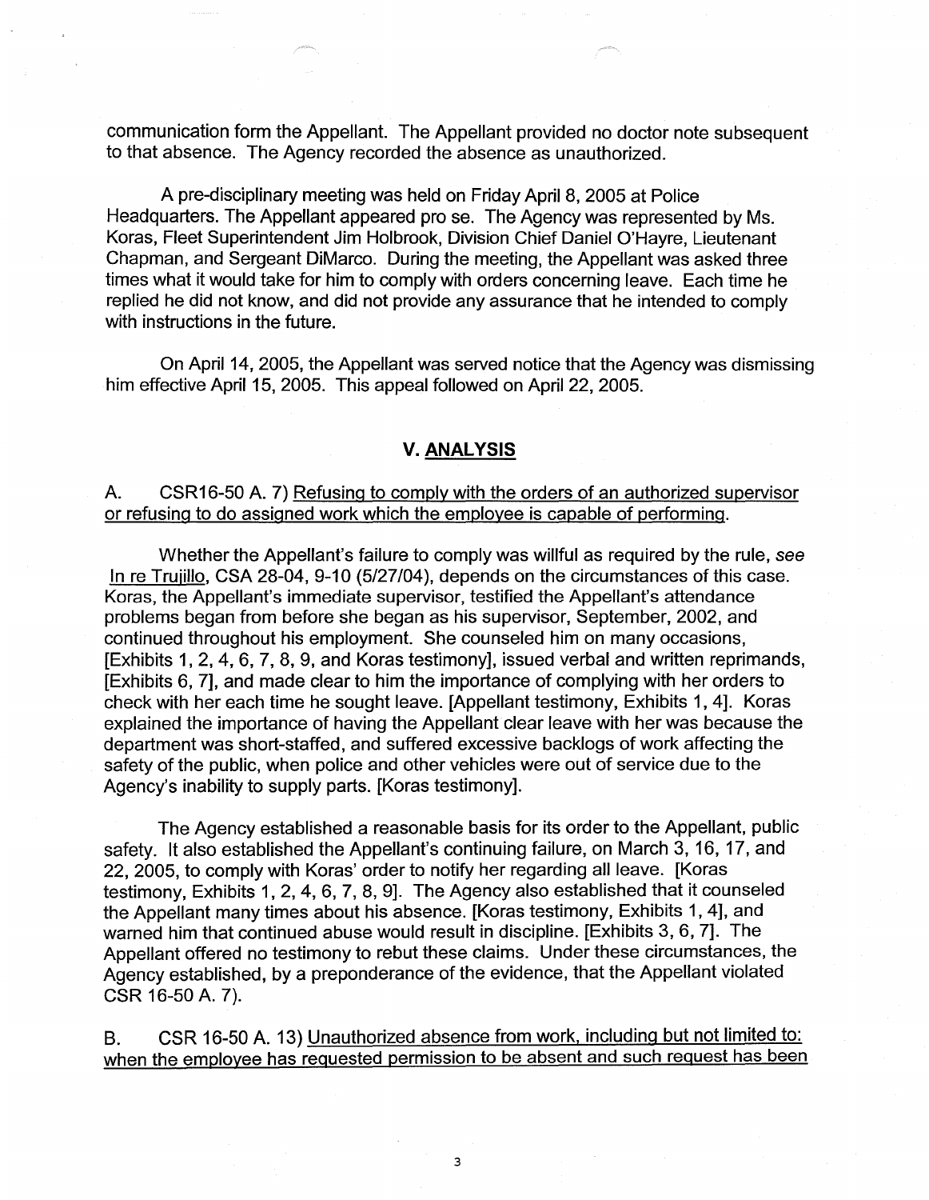communication form the Appellant. The Appellant provided no doctor note subsequent to that absence. The Agency recorded the absence as unauthorized.

A pre-disciplinary meeting was held on Friday April 8, 2005 at Police Headquarters. The Appellant appeared pro se. The Agency was represented by Ms. Koras, Fleet Superintendent Jim Holbrook, Division Chief Daniel O'Hayre, Lieutenant Chapman, and Sergeant DiMarco. During the meeting, the Appellant was asked three times what it would take for him to comply with orders concerning leave. Each time he replied he did not know, and did not provide any assurance that he intended to comply with instructions in the future.

On April 14, 2005, the Appellant was served notice that the Agency was dismissing him effective April 15, 2005. This appeal followed on April 22, 2005.

## V. ANALYSIS

A. CSR16-50 A. 7) Refusing to comply with the orders of an authorized supervisor or refusing to do assigned work which the employee is capable of performing.

Whether the Appellant's failure to comply was willful as required by the rule, *see* In re Trujillo, CSA 28-04, 9-10 (5/27/04), depends on the circumstances of this case. Koras, the Appellant's immediate supervisor, testified the Appellant's attendance problems began from before she began as his supervisor, September, 2002, and continued throughout his employment. She counseled him on many occasions, [Exhibits 1, 2, 4, 6, 7, 8, 9, and Koras testimony], issued verbal and written reprimands, [Exhibits 6, 7], and made clear to him the importance of complying with her orders to check with her each time he sought leave. [Appellant testimony, Exhibits 1, 4]. Koras explained the importance of having the Appellant clear leave with her was because the department was short-staffed, and suffered excessive backlogs of work affecting the safety of the public, when police and other vehicles were out of service due to the Agency's inability to supply parts. [Koras testimony].

The Agency established a reasonable basis for its order to the Appellant, public safety. It also established the Appellant's continuing failure, on March 3, 16, 17, and 22, 2005, to comply with Koras' order to notify her regarding all leave. [Koras testimony, Exhibits 1, 2, 4, 6, 7, 8, 9]. The Agency also established that it counseled the Appellant many times about his absence. [Koras testimony, Exhibits 1, 4], and warned him that continued abuse would result in discipline. [Exhibits 3, 6, 7]. The Appellant offered no testimony to rebut these claims. Under these circumstances, the Agency established, by a preponderance of the evidence, that the Appellant violated CSR 16-50 A. 7).

B. CSR 16-50 A. 13) Unauthorized absence from work, including but not limited to: when the employee has requested permission to be absent and such request has been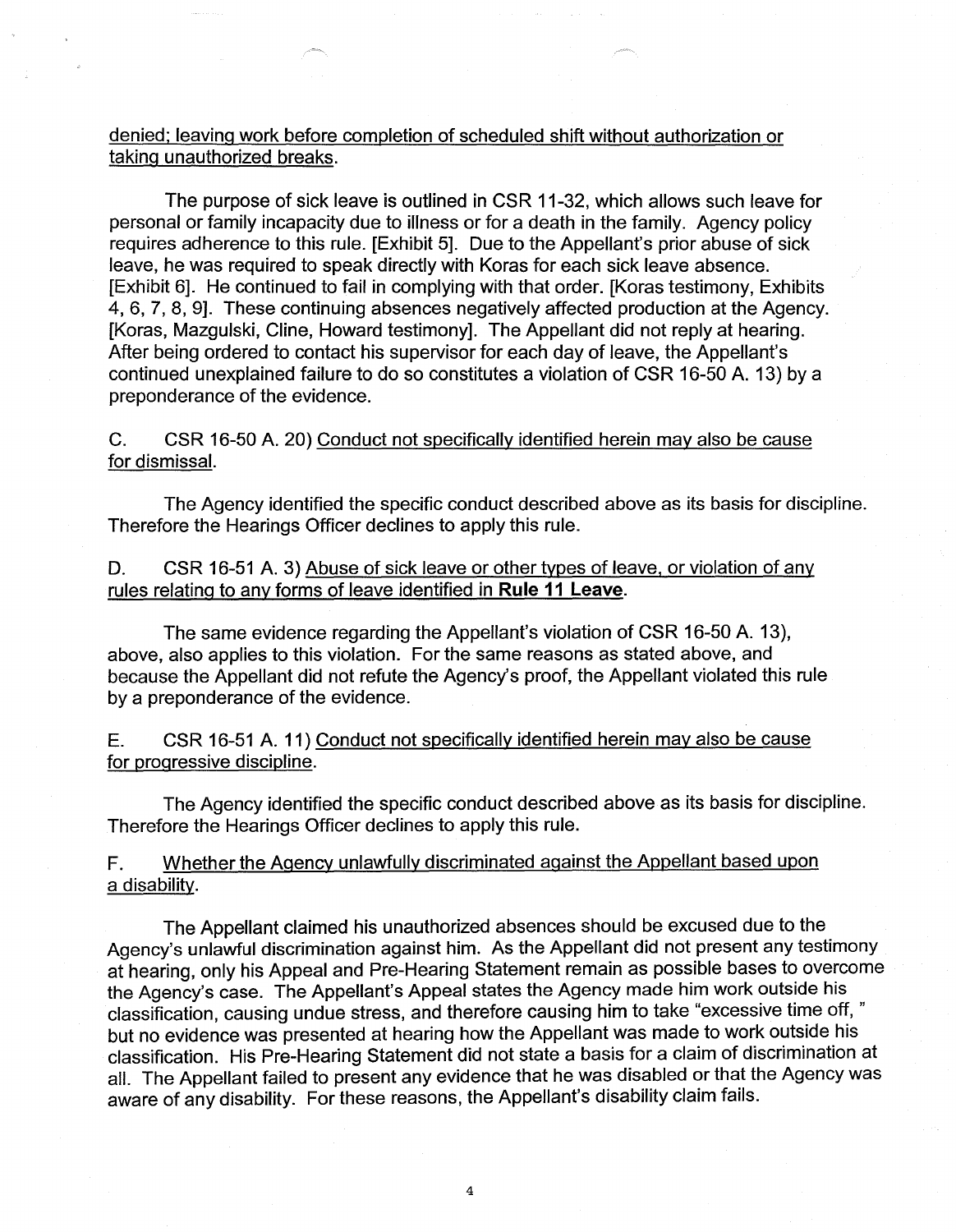denied; leaving work before completion of scheduled shift without authorization or taking unauthorized breaks.

The purpose of sick leave is outlined in CSR 11-32, which allows such leave for personal or family incapacity due to illness or for a death in the family. Agency policy requires adherence to this rule. [Exhibit 5]. Due to the Appellant's prior abuse of sick leave, he was required to speak directly with Koras for each sick leave absence. [Exhibit 6]. He continued to fail in complying with that order. [Koras testimony, Exhibits 4, 6, 7, 8, 9]. These continuing absences negatively affected production at the Agency. [Koras, Mazgulski, Cline, Howard testimony]. The Appellant did not reply at hearing. After being ordered to contact his supervisor for each day of leave, the Appellant's continued unexplained failure to do so constitutes a violation of CSR 16-50 A. 13) by a preponderance of the evidence.

C. CSR 16-50 A. 20) Conduct not specifically identified herein may also be cause for dismissal.

The Agency identified the specific conduct described above as its basis for discipline. Therefore the Hearings Officer declines to apply this rule.

D. CSR 16-51 A. 3) Abuse of sick leave or other types of leave, or violation of any rules relating to any forms of leave identified in **Rule 11 Leave**.

The same evidence regarding the Appellant's violation of CSR 16-50 A. 13), above, also applies to this violation. For the same reasons as stated above, and because the Appellant did not refute the Agency's proof, the Appellant violated this rule by a preponderance of the evidence.

E. CSR 16-51 A. 11) Conduct not specifically identified herein may also be cause for progressive discipline.

The Agency identified the specific conduct described above as its basis for discipline. Therefore the Hearings Officer declines to apply this rule.

F. Whether the Agency unlawfully discriminated against the Appellant based upon a disability.

The Appellant claimed his unauthorized absences should be excused due to the Agency's unlawful discrimination against him. As the Appellant did not present any testimony at hearing, only his Appeal and Pre-Hearing Statement remain as possible bases to overcome the Agency's case. The Appellant's Appeal states the Agency made him work outside his classification, causing undue stress, and therefore causing him to take "excessive time off," but no evidence was presented at hearing how the Appellant was made to work outside his classification. His Pre-Hearing Statement did not state a basis for a claim of discrimination at all. The Appellant failed to present any evidence that he was disabled or that the Agency was aware of any disability. For these reasons, the Appellant's disability claim fails.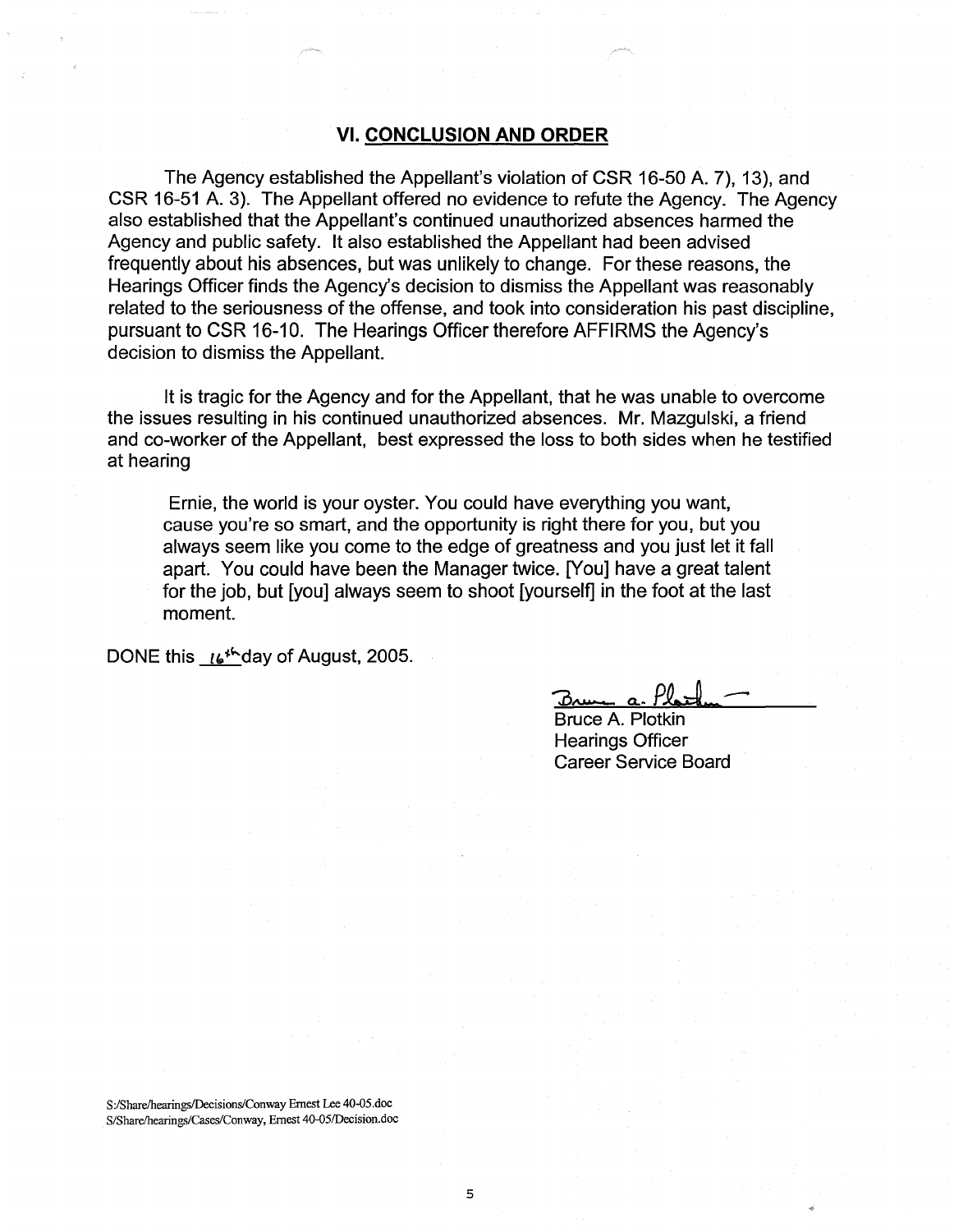## VI. CONCLUSION AND ORDER

The Agency established the Appellant's violation of CSR 16-50 A. 7), 13), and CSR 16-51 A. 3). The Appellant offered no evidence to refute the Agency. The Agency also established that the Appellant's continued unauthorized absences harmed the Agency and public safety. It also established the Appellant had been advised frequently about his absences, but was unlikely to change. For these reasons, the Hearings Officer finds the Agency's decision to dismiss the Appellant was reasonably related to the seriousness of the offense, and took into consideration his past discipline, pursuant to CSR 16-10. The Hearings Officer therefore AFFIRMS the Agency's decision to dismiss the Appellant.

It is tragic for the Agency and for the Appellant, that he was unable to overcome the issues resulting in his continued unauthorized absences. Mr. Mazgulski, a friend and co-worker of the Appellant, best expressed the loss to both sides when he testified at hearing

> Ernie, the world is your oyster. You could have everything you want, cause you're so smart, and the opportunity is right there for you, but you always seem like you come to the edge of greatness and you just let it fall apart. You could have been the Manager twice. [You] have a great talent for the job, but [you] always seem to shoot [yourself] in the foot at the last moment.

DONE this 16th day of August, 2005.

Bruce A. Plotkin
Hearings Officer
Career Service Board

S:/Share/hearings/Decisions/Conway Ernest Lee 40-05.doc
S/Share/hearings/Cases/Conway, Ernest 40-05/Decision.doc